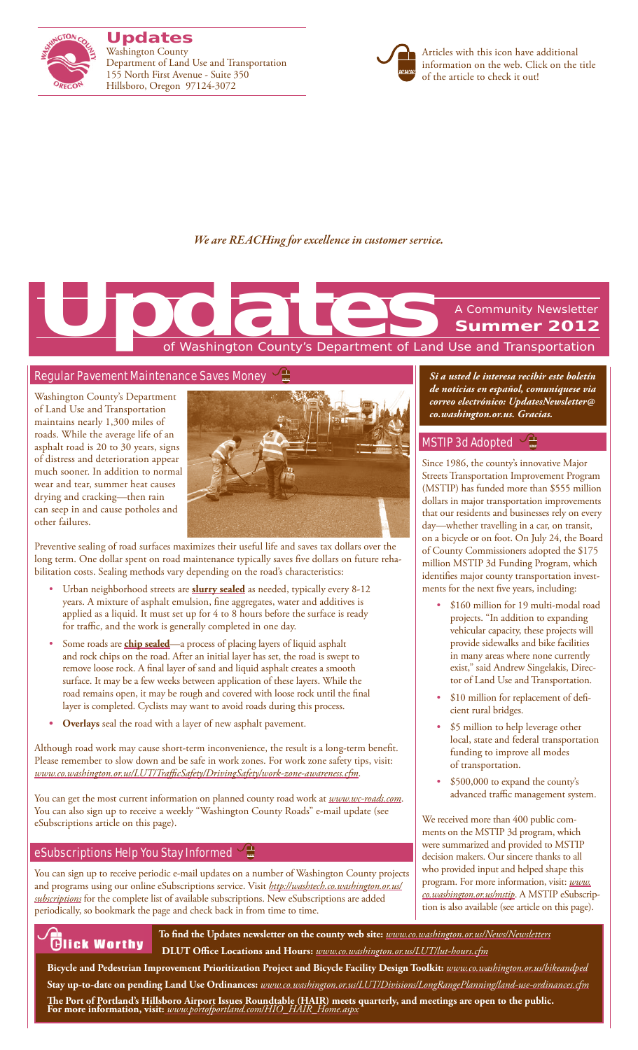# Updates

Washington County
Department of Land Use and Transportation
155 North First Avenue - Suite 350
Hillsboro, Oregon 97124-3072

Articles with this icon have additional information on the web. Click on the title of the article to check it out!

*We are REACHing for excellence in customer service.*

# Updates

A Community Newsletter
**Summer 2012**
of Washington County's Department of Land Use and Transportation

## Regular Pavement Maintenance Saves Money

Washington County's Department of Land Use and Transportation maintains nearly 1,300 miles of roads. While the average life of an asphalt road is 20 to 30 years, signs of distress and deterioration appear much sooner. In addition to normal wear and tear, summer heat causes drying and cracking—then rain can seep in and cause potholes and other failures.

Preventive sealing of road surfaces maximizes their useful life and saves tax dollars over the long term. One dollar spent on road maintenance typically saves five dollars on future rehabilitation costs. Sealing methods vary depending on the road's characteristics:

- Urban neighborhood streets are **slurry sealed** as needed, typically every 8-12 years. A mixture of asphalt emulsion, fine aggregates, water and additives is applied as a liquid. It must set up for 4 to 8 hours before the surface is ready for traffic, and the work is generally completed in one day.
- Some roads are **chip sealed**—a process of placing layers of liquid asphalt and rock chips on the road. After an initial layer has set, the road is swept to remove loose rock. A final layer of sand and liquid asphalt creates a smooth surface. It may be a few weeks between application of these layers. While the road remains open, it may be rough and covered with loose rock until the final layer is completed. Cyclists may want to avoid roads during this process.
- **Overlays** seal the road with a layer of new asphalt pavement.

Although road work may cause short-term inconvenience, the result is a long-term benefit. Please remember to slow down and be safe in work zones. For work zone safety tips, visit: *www.co.washington.or.us/LUT/TrafficSafety/DrivingSafety/work-zone-awareness.cfm*.

You can get the most current information on planned county road work at *www.wc-roads.com*. You can also sign up to receive a weekly "Washington County Roads" e-mail update (see eSubscriptions article on this page).

## eSubscriptions Help You Stay Informed

You can sign up to receive periodic e-mail updates on a number of Washington County projects and programs using our online eSubscriptions service. Visit *http://washtech.co.washington.or.us/subscriptions* for the complete list of available subscriptions. New eSubscriptions are added periodically, so bookmark the page and check back in from time to time.

***Si a usted le interesa recibir este boletín de noticias en español, comuníquese via correo electrónico: UpdatesNewsletter@co.washington.or.us. Gracias.***

## MSTIP 3d Adopted

Since 1986, the county's innovative Major Streets Transportation Improvement Program (MSTIP) has funded more than $555 million dollars in major transportation improvements that our residents and businesses rely on every day—whether travelling in a car, on transit, on a bicycle or on foot. On July 24, the Board of County Commissioners adopted the $175 million MSTIP 3d Funding Program, which identifies major county transportation investments for the next five years, including:

- $160 million for 19 multi-modal road projects. "In addition to expanding vehicular capacity, these projects will provide sidewalks and bike facilities in many areas where none currently exist," said Andrew Singelakis, Director of Land Use and Transportation.
- $10 million for replacement of deficient rural bridges.
- $5 million to help leverage other local, state and federal transportation funding to improve all modes of transportation.
- $500,000 to expand the county's advanced traffic management system.

We received more than 400 public comments on the MSTIP 3d program, which were summarized and provided to MSTIP decision makers. Our sincere thanks to all who provided input and helped shape this program. For more information, visit: *www.co.washington.or.us/mstip*. A MSTIP eSubscription is also available (see article on this page).

## Click Worthy

**To find the Updates newsletter on the county web site:** *www.co.washington.or.us/News/Newsletters*

**DLUT Office Locations and Hours:** *www.co.washington.or.us/LUT/lut-hours.cfm*

**Bicycle and Pedestrian Improvement Prioritization Project and Bicycle Facility Design Toolkit:** *www.co.washington.or.us/bikeandped*

**Stay up-to-date on pending Land Use Ordinances:** *www.co.washington.or.us/LUT/Divisions/LongRangePlanning/land-use-ordinances.cfm*

**The Port of Portland's Hillsboro Airport Issues Roundtable (HAIR) meets quarterly, and meetings are open to the public. For more information, visit:** *www.portofportland.com/HIO_HAIR_Home.aspx*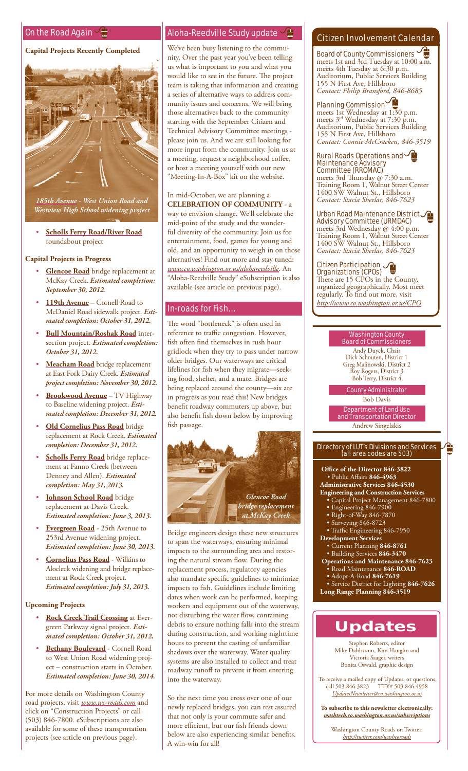## On the Road Again

**Capital Projects Recently Completed**

*185th Avenue - West Union Road and Westview High School widening project*

- **Scholls Ferry Road/River Road** roundabout project

**Capital Projects in Progress**

- **Glencoe Road** bridge replacement at McKay Creek. *Estimated completion: September 30, 2012.*
- **119th Avenue** – Cornell Road to McDaniel Road sidewalk project. *Estimated completion: October 31, 2012.*
- **Bull Mountain/Roshak Road** intersection project. *Estimated completion: October 31, 2012.*
- **Meacham Road** bridge replacement at East Fork Dairy Creek. *Estimated project completion: November 30, 2012.*
- **Brookwood Avenue** – TV Highway to Baseline widening project. *Estimated completion: December 31, 2012.*
- **Old Cornelius Pass Road** bridge replacement at Rock Creek. *Estimated completion: December 31, 2012.*
- **Scholls Ferry Road** bridge replacement at Fanno Creek (between Denney and Allen). *Estimated completion: May 31, 2013.*
- **Johnson School Road** bridge replacement at Davis Creek. *Estimated completion: June 3, 2013.*
- **Evergreen Road** - 25th Avenue to 253rd Avenue widening project. *Estimated completion: June 30, 2013.*
- **Cornelius Pass Road** - Wilkins to Alocleck widening and bridge replacement at Rock Creek project. *Estimated completion: July 31, 2013.*

**Upcoming Projects**

- **Rock Creek Trail Crossing** at Evergreen Parkway signal project. *Estimated completion: October 31, 2012.*
- **Bethany Boulevard** - Cornell Road to West Union Road widening project – construction starts in October. *Estimated completion: June 30, 2014.*

For more details on Washington County road projects, visit *www.wc-roads.com* and click on "Construction Projects" or call (503) 846-7800. eSubscriptions are also available for some of these transportation projects (see article on previous page).

## Aloha-Reedville Study update

We've been busy listening to the community. Over the past year you've been telling us what is important to you and what you would like to see in the future. The project team is taking that information and creating a series of alternative ways to address community issues and concerns. We will bring those alternatives back to the community starting with the September Citizen and Technical Advisory Committee meetings - please join us. And we are still looking for more input from the community. Join us at a meeting, request a neighborhood coffee, or host a meeting yourself with our new "Meeting-In-A-Box" kit on the website.

In mid-October, we are planning a **CELEBRATION OF COMMUNITY** - a way to envision change. We'll celebrate the mid-point of the study and the wonderful diversity of the community. Join us for entertainment, food, games for young and old, and an opportunity to weigh in on those alternatives! Find out more and stay tuned: *www.co.washington.or.us/alohareedville*. An "Aloha-Reedville Study" eSubscription is also available (see article on previous page).

## In-roads for Fish…

The word "bottleneck" is often used in reference to traffic congestion. However, fish often find themselves in rush hour gridlock when they try to pass under narrow older bridges. Our waterways are critical lifelines for fish when they migrate—seeking food, shelter, and a mate. Bridges are being replaced around the county—six are in progress as you read this! New bridges benefit roadway commuters up above, but also benefit fish down below by improving fish passage.

*Glencoe Road bridge replacement at McKay Creek*

Bridge engineers design these new structures to span the waterways, ensuring minimal impacts to the surrounding area and restoring the natural stream flow. During the replacement process, regulatory agencies also mandate specific guidelines to minimize impacts to fish. Guidelines include limiting dates when work can be performed, keeping workers and equipment out of the waterway, not disturbing the water flow, containing debris to ensure nothing falls into the stream during construction, and working nighttime hours to prevent the casting of unfamiliar shadows over the waterway. Water quality systems are also installed to collect and treat roadway runoff to prevent it from entering into the waterway.

So the next time you cross over one of our newly replaced bridges, you can rest assured that not only is your commute safer and more efficient, but our fish friends down below are also experiencing similar benefits. A win-win for all!

## Citizen Involvement Calendar

**Board of County Commissioners**
meets 1st and 3rd Tuesday at 10:00 a.m.
meets 4th Tuesday at 6:30 p.m.
Auditorium, Public Services Building
155 N First Ave, Hillsboro
*Contact: Philip Bransford, 846-8685*

**Planning Commission**
meets 1st Wednesday at 1:30 p.m.
meets 3rd Wednesday at 7:30 p.m.
Auditorium, Public Services Building
155 N First Ave, Hillsboro
*Contact: Connie McCracken, 846-3519*

**Rural Roads Operations and Maintenance Advisory Committee (RROMAC)**
meets 3rd Thursday @ 7:30 a.m.
Training Room 1, Walnut Street Center
1400 SW Walnut St., Hillsboro
*Contact: Stacia Sheelar, 846-7623*

**Urban Road Maintenance District Advisory Committee (URMDAC)**
meets 3rd Wednesday @ 4:00 p.m.
Training Room 1, Walnut Street Center
1400 SW Walnut St., Hillsboro
*Contact: Stacia Sheelar, 846-7623*

**Citizen Participation Organizations (CPOs)**
There are 15 CPOs in the County, organized geographically. Most meet regularly. To find out more, visit *http://www.co.washington.or.us/CPO*

**Washington County Board of Commissioners**
Andy Duyck, Chair
Dick Schouten, District 1
Greg Malinowski, District 2
Roy Rogers, District 3
Bob Terry, District 4

**County Administrator**
Bob Davis

**Department of Land Use and Transportation Director**
Andrew Singelakis

### Directory of LUT's Divisions and Services (all area codes are 503)

**Office of the Director 846-3822**
- Public Affairs **846-4963**

**Administrative Services 846-4530**

**Engineering and Construction Services**
- Capital Project Management 846-7800
- Engineering 846-7900
- Right-of-Way 846-7870
- Surveying 846-8723
- Traffic Engineering 846-7950

**Development Services**
- Current Planning **846-8761**
- Building Services **846-3470**

**Operations and Maintenance 846-7623**
- Road Maintenance **846-ROAD**
- Adopt-A-Road **846-7619**
- Service District for Lighting **846-7626**

**Long Range Planning 846-3519**

# Updates

Stephen Roberts, editor
Mike Dahlstrom, Kim Haughn and Victoria Saager, writers
Bonita Oswald, graphic design

To receive a mailed copy of Updates, or questions, call 503.846.3823 TTY# 503.846.4958
*UpdatesNewsletter@co.washington.or.us*

**To subscribe to this newsletter electronically:** ***washtech.co.washington.or.us/subscriptions***

Washington County Roads on Twitter:
*http://twitter.com/washcoroads*